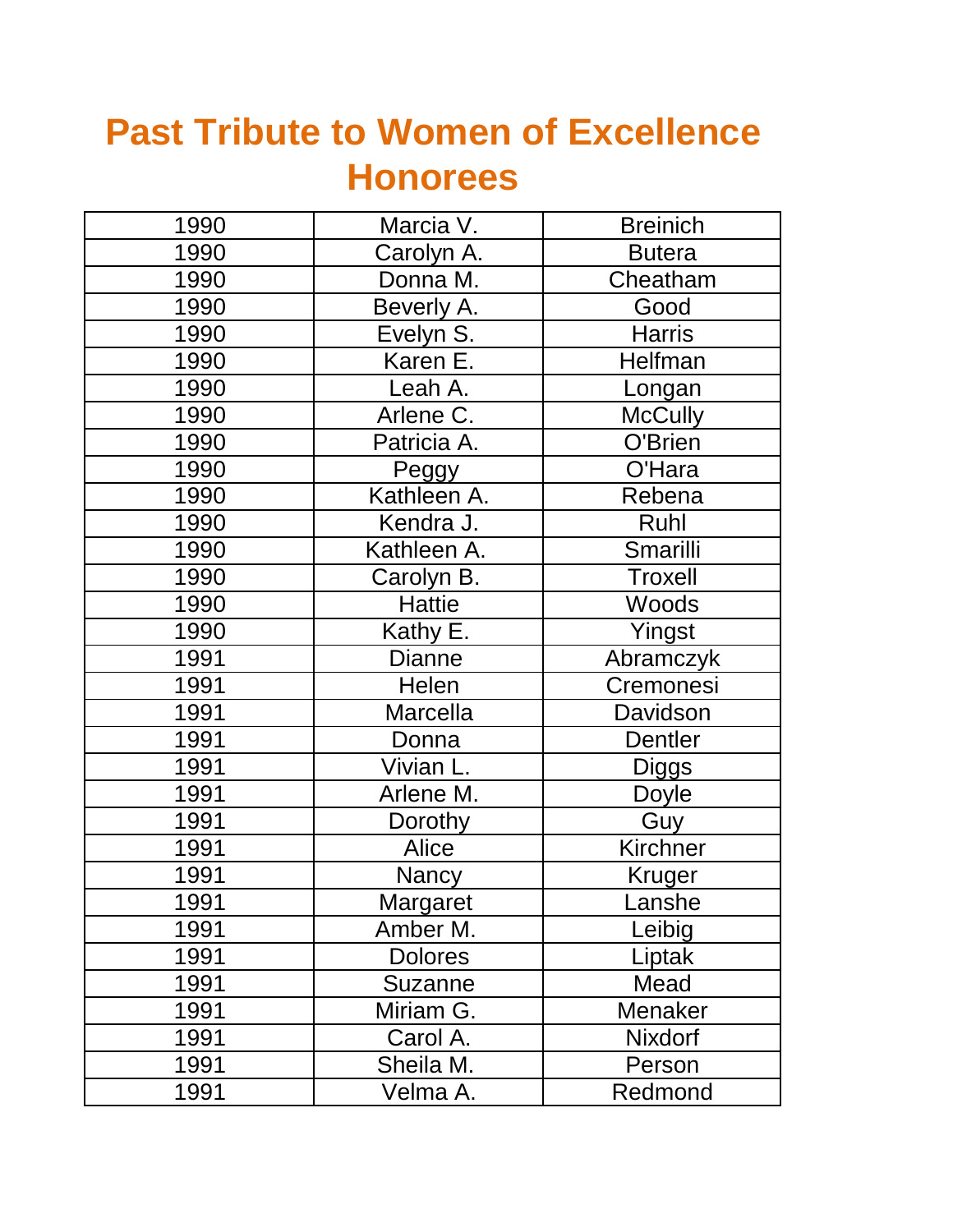# Past Tribute to Women of Excellence Honorees

| | | |
|---|---|---|
| 1990 | Marcia V. | Breinich |
| 1990 | Carolyn A. | Butera |
| 1990 | Donna M. | Cheatham |
| 1990 | Beverly A. | Good |
| 1990 | Evelyn S. | Harris |
| 1990 | Karen E. | Helfman |
| 1990 | Leah A. | Longan |
| 1990 | Arlene C. | McCully |
| 1990 | Patricia A. | O'Brien |
| 1990 | Peggy | O'Hara |
| 1990 | Kathleen A. | Rebena |
| 1990 | Kendra J. | Ruhl |
| 1990 | Kathleen A. | Smarilli |
| 1990 | Carolyn B. | Troxell |
| 1990 | Hattie | Woods |
| 1990 | Kathy E. | Yingst |
| 1991 | Dianne | Abramczyk |
| 1991 | Helen | Cremonesi |
| 1991 | Marcella | Davidson |
| 1991 | Donna | Dentler |
| 1991 | Vivian L. | Diggs |
| 1991 | Arlene M. | Doyle |
| 1991 | Dorothy | Guy |
| 1991 | Alice | Kirchner |
| 1991 | Nancy | Kruger |
| 1991 | Margaret | Lanshe |
| 1991 | Amber M. | Leibig |
| 1991 | Dolores | Liptak |
| 1991 | Suzanne | Mead |
| 1991 | Miriam G. | Menaker |
| 1991 | Carol A. | Nixdorf |
| 1991 | Sheila M. | Person |
| 1991 | Velma A. | Redmond |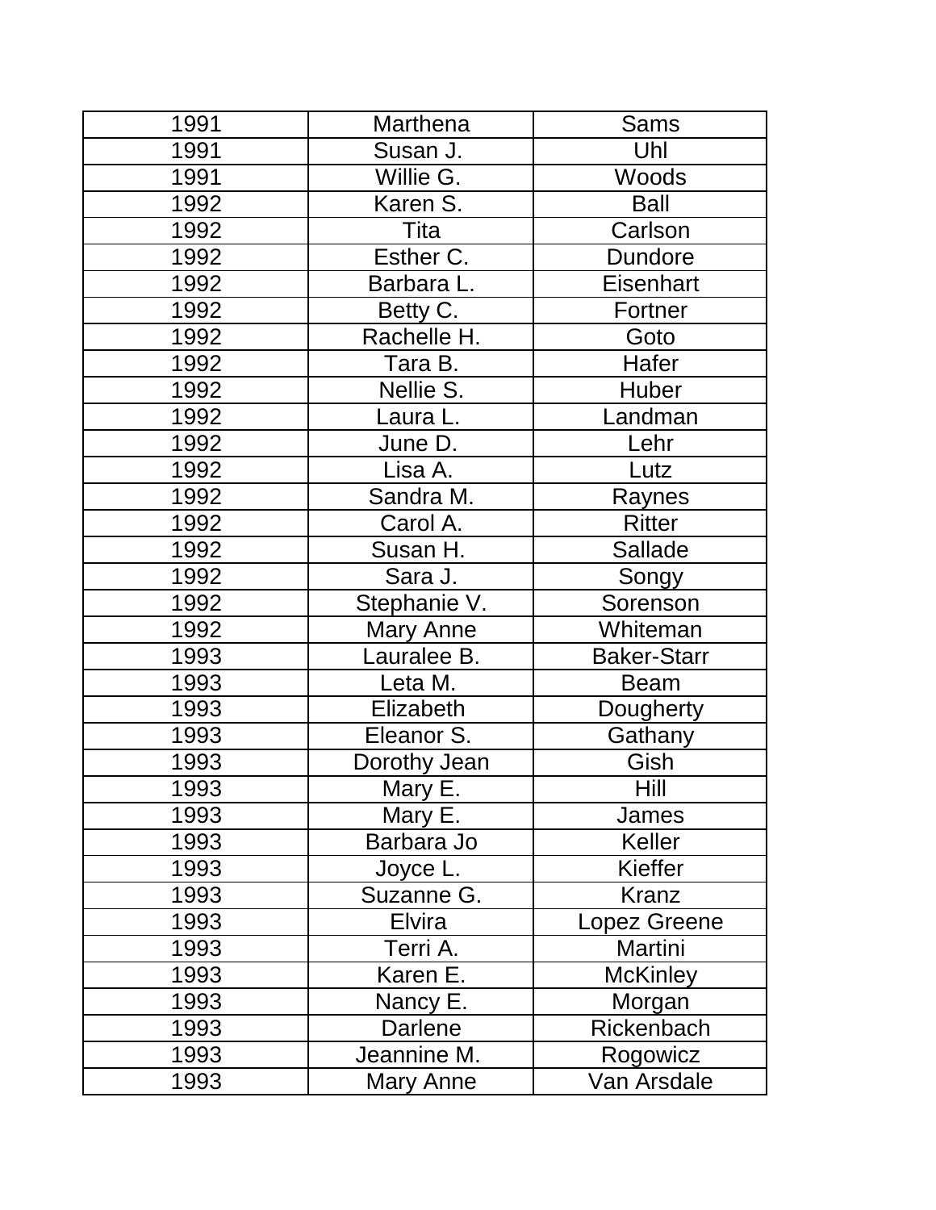| 1991 | Marthena | Sams |
|---|---|---|
| 1991 | Susan J. | Uhl |
| 1991 | Willie G. | Woods |
| 1992 | Karen S. | Ball |
| 1992 | Tita | Carlson |
| 1992 | Esther C. | Dundore |
| 1992 | Barbara L. | Eisenhart |
| 1992 | Betty C. | Fortner |
| 1992 | Rachelle H. | Goto |
| 1992 | Tara B. | Hafer |
| 1992 | Nellie S. | Huber |
| 1992 | Laura L. | Landman |
| 1992 | June D. | Lehr |
| 1992 | Lisa A. | Lutz |
| 1992 | Sandra M. | Raynes |
| 1992 | Carol A. | Ritter |
| 1992 | Susan H. | Sallade |
| 1992 | Sara J. | Songy |
| 1992 | Stephanie V. | Sorenson |
| 1992 | Mary Anne | Whiteman |
| 1993 | Lauralee B. | Baker-Starr |
| 1993 | Leta M. | Beam |
| 1993 | Elizabeth | Dougherty |
| 1993 | Eleanor S. | Gathany |
| 1993 | Dorothy Jean | Gish |
| 1993 | Mary E. | Hill |
| 1993 | Mary E. | James |
| 1993 | Barbara Jo | Keller |
| 1993 | Joyce L. | Kieffer |
| 1993 | Suzanne G. | Kranz |
| 1993 | Elvira | Lopez Greene |
| 1993 | Terri A. | Martini |
| 1993 | Karen E. | McKinley |
| 1993 | Nancy E. | Morgan |
| 1993 | Darlene | Rickenbach |
| 1993 | Jeannine M. | Rogowicz |
| 1993 | Mary Anne | Van Arsdale |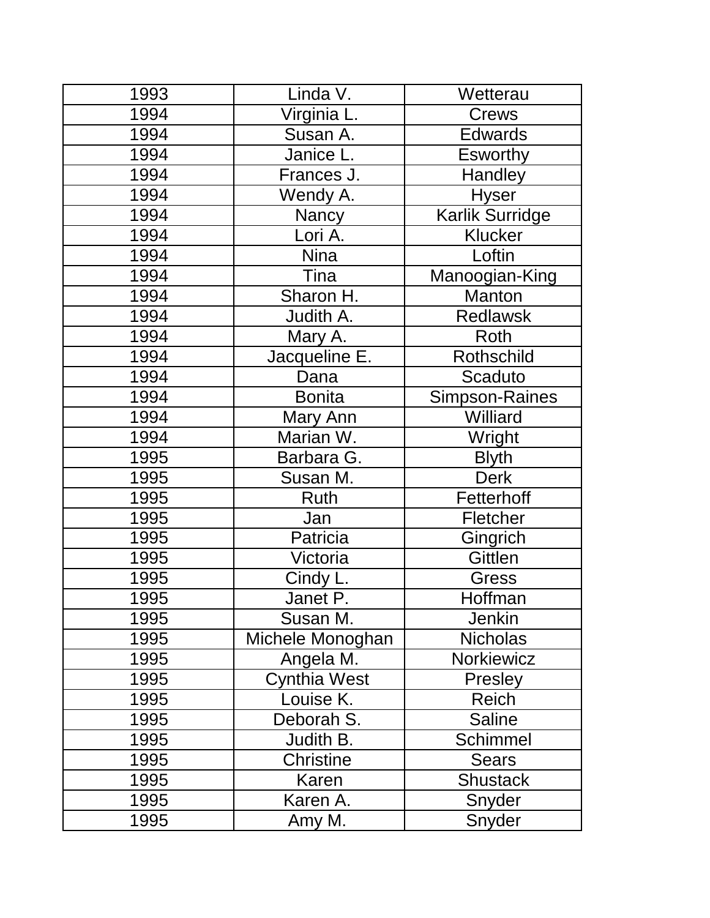| | | |
|---|---|---|
| 1993 | Linda V. | Wetterau |
| 1994 | Virginia L. | Crews |
| 1994 | Susan A. | Edwards |
| 1994 | Janice L. | Esworthy |
| 1994 | Frances J. | Handley |
| 1994 | Wendy A. | Hyser |
| 1994 | Nancy | Karlik Surridge |
| 1994 | Lori A. | Klucker |
| 1994 | Nina | Loftin |
| 1994 | Tina | Manoogian-King |
| 1994 | Sharon H. | Manton |
| 1994 | Judith A. | Redlawsk |
| 1994 | Mary A. | Roth |
| 1994 | Jacqueline E. | Rothschild |
| 1994 | Dana | Scaduto |
| 1994 | Bonita | Simpson-Raines |
| 1994 | Mary Ann | Williard |
| 1994 | Marian W. | Wright |
| 1995 | Barbara G. | Blyth |
| 1995 | Susan M. | Derk |
| 1995 | Ruth | Fetterhoff |
| 1995 | Jan | Fletcher |
| 1995 | Patricia | Gingrich |
| 1995 | Victoria | Gittlen |
| 1995 | Cindy L. | Gress |
| 1995 | Janet P. | Hoffman |
| 1995 | Susan M. | Jenkin |
| 1995 | Michele Monoghan | Nicholas |
| 1995 | Angela M. | Norkiewicz |
| 1995 | Cynthia West | Presley |
| 1995 | Louise K. | Reich |
| 1995 | Deborah S. | Saline |
| 1995 | Judith B. | Schimmel |
| 1995 | Christine | Sears |
| 1995 | Karen | Shustack |
| 1995 | Karen A. | Snyder |
| 1995 | Amy M. | Snyder |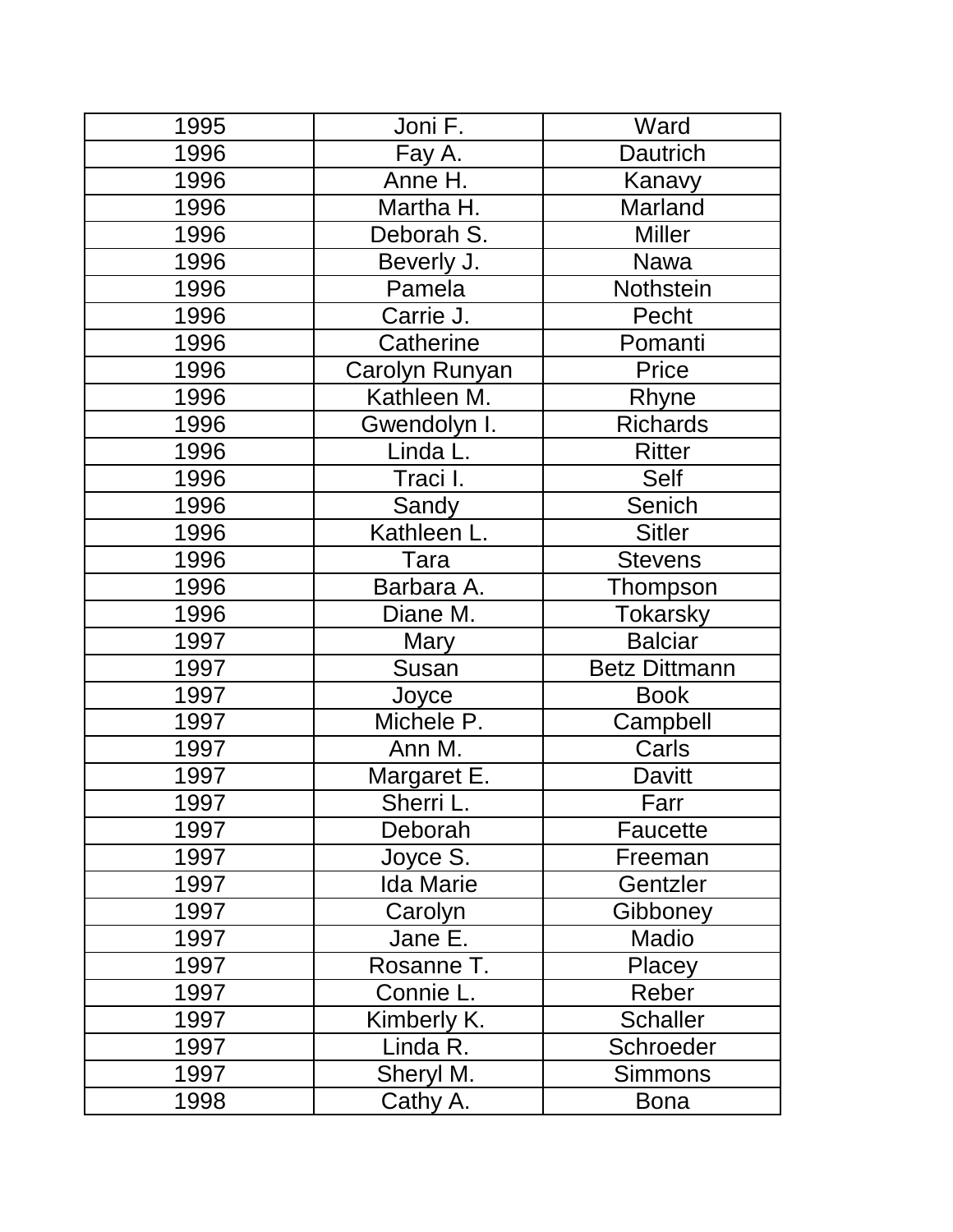| 1995 | Joni F. | Ward |
|---|---|---|
| 1996 | Fay A. | Dautrich |
| 1996 | Anne H. | Kanavy |
| 1996 | Martha H. | Marland |
| 1996 | Deborah S. | Miller |
| 1996 | Beverly J. | Nawa |
| 1996 | Pamela | Nothstein |
| 1996 | Carrie J. | Pecht |
| 1996 | Catherine | Pomanti |
| 1996 | Carolyn Runyan | Price |
| 1996 | Kathleen M. | Rhyne |
| 1996 | Gwendolyn I. | Richards |
| 1996 | Linda L. | Ritter |
| 1996 | Traci I. | Self |
| 1996 | Sandy | Senich |
| 1996 | Kathleen L. | Sitler |
| 1996 | Tara | Stevens |
| 1996 | Barbara A. | Thompson |
| 1996 | Diane M. | Tokarsky |
| 1997 | Mary | Balciar |
| 1997 | Susan | Betz Dittmann |
| 1997 | Joyce | Book |
| 1997 | Michele P. | Campbell |
| 1997 | Ann M. | Carls |
| 1997 | Margaret E. | Davitt |
| 1997 | Sherri L. | Farr |
| 1997 | Deborah | Faucette |
| 1997 | Joyce S. | Freeman |
| 1997 | Ida Marie | Gentzler |
| 1997 | Carolyn | Gibboney |
| 1997 | Jane E. | Madio |
| 1997 | Rosanne T. | Placey |
| 1997 | Connie L. | Reber |
| 1997 | Kimberly K. | Schaller |
| 1997 | Linda R. | Schroeder |
| 1997 | Sheryl M. | Simmons |
| 1998 | Cathy A. | Bona |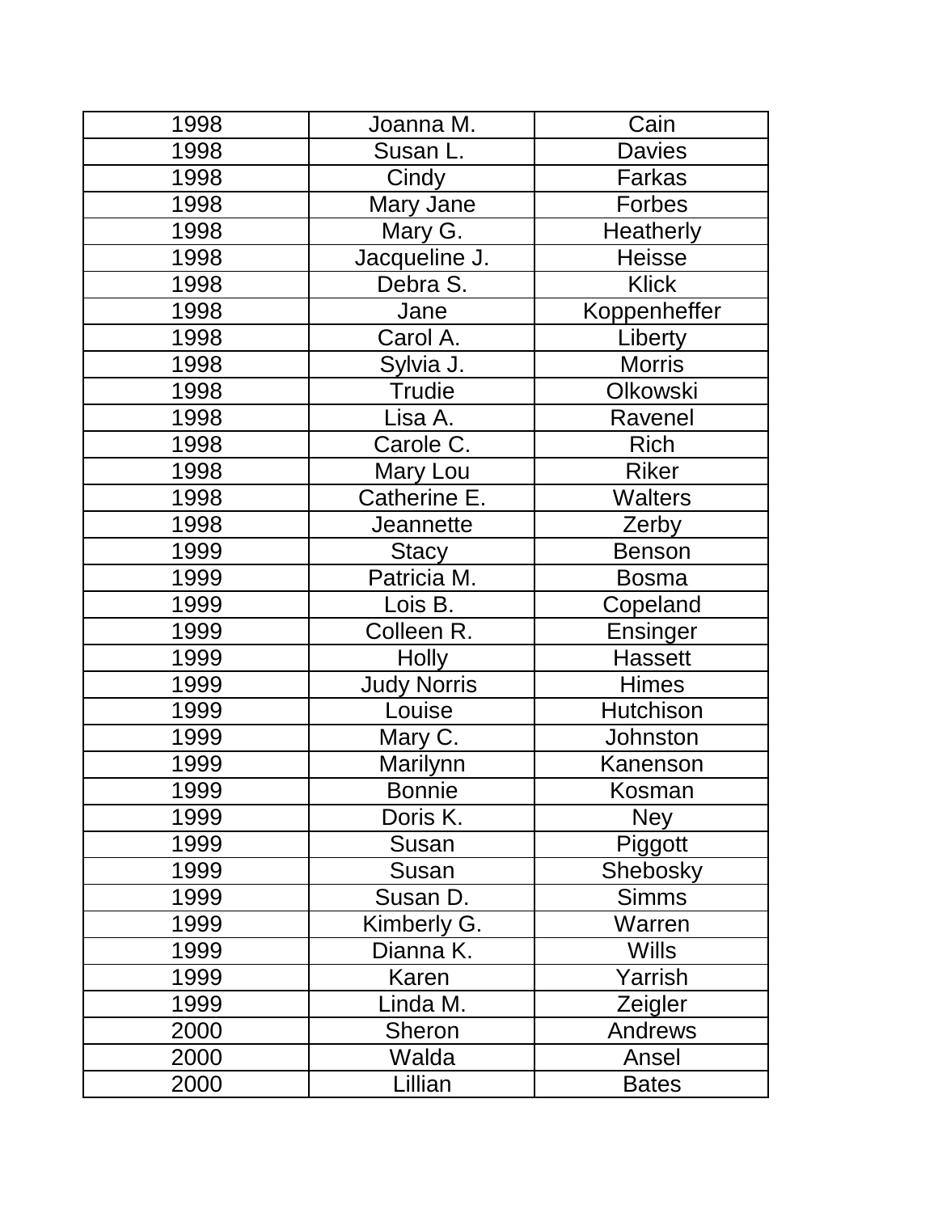| | | |
|---|---|---|
| 1998 | Joanna M. | Cain |
| 1998 | Susan L. | Davies |
| 1998 | Cindy | Farkas |
| 1998 | Mary Jane | Forbes |
| 1998 | Mary G. | Heatherly |
| 1998 | Jacqueline J. | Heisse |
| 1998 | Debra S. | Klick |
| 1998 | Jane | Koppenheffer |
| 1998 | Carol A. | Liberty |
| 1998 | Sylvia J. | Morris |
| 1998 | Trudie | Olkowski |
| 1998 | Lisa A. | Ravenel |
| 1998 | Carole C. | Rich |
| 1998 | Mary Lou | Riker |
| 1998 | Catherine E. | Walters |
| 1998 | Jeannette | Zerby |
| 1999 | Stacy | Benson |
| 1999 | Patricia M. | Bosma |
| 1999 | Lois B. | Copeland |
| 1999 | Colleen R. | Ensinger |
| 1999 | Holly | Hassett |
| 1999 | Judy Norris | Himes |
| 1999 | Louise | Hutchison |
| 1999 | Mary C. | Johnston |
| 1999 | Marilynn | Kanenson |
| 1999 | Bonnie | Kosman |
| 1999 | Doris K. | Ney |
| 1999 | Susan | Piggott |
| 1999 | Susan | Shebosky |
| 1999 | Susan D. | Simms |
| 1999 | Kimberly G. | Warren |
| 1999 | Dianna K. | Wills |
| 1999 | Karen | Yarrish |
| 1999 | Linda M. | Zeigler |
| 2000 | Sheron | Andrews |
| 2000 | Walda | Ansel |
| 2000 | Lillian | Bates |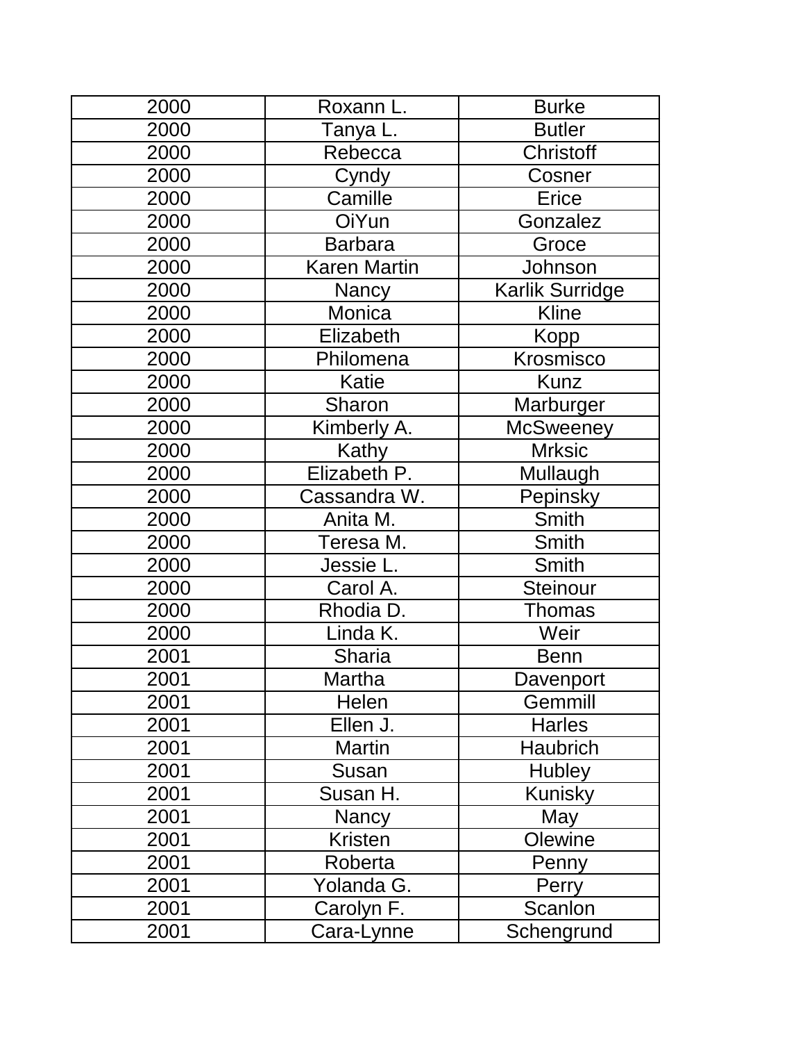| | | |
|---|---|---|
| 2000 | Roxann L. | Burke |
| 2000 | Tanya L. | Butler |
| 2000 | Rebecca | Christoff |
| 2000 | Cyndy | Cosner |
| 2000 | Camille | Erice |
| 2000 | OiYun | Gonzalez |
| 2000 | Barbara | Groce |
| 2000 | Karen Martin | Johnson |
| 2000 | Nancy | Karlik Surridge |
| 2000 | Monica | Kline |
| 2000 | Elizabeth | Kopp |
| 2000 | Philomena | Krosmisco |
| 2000 | Katie | Kunz |
| 2000 | Sharon | Marburger |
| 2000 | Kimberly A. | McSweeney |
| 2000 | Kathy | Mrksic |
| 2000 | Elizabeth P. | Mullaugh |
| 2000 | Cassandra W. | Pepinsky |
| 2000 | Anita M. | Smith |
| 2000 | Teresa M. | Smith |
| 2000 | Jessie L. | Smith |
| 2000 | Carol A. | Steinour |
| 2000 | Rhodia D. | Thomas |
| 2000 | Linda K. | Weir |
| 2001 | Sharia | Benn |
| 2001 | Martha | Davenport |
| 2001 | Helen | Gemmill |
| 2001 | Ellen J. | Harles |
| 2001 | Martin | Haubrich |
| 2001 | Susan | Hubley |
| 2001 | Susan H. | Kunisky |
| 2001 | Nancy | May |
| 2001 | Kristen | Olewine |
| 2001 | Roberta | Penny |
| 2001 | Yolanda G. | Perry |
| 2001 | Carolyn F. | Scanlon |
| 2001 | Cara-Lynne | Schengrund |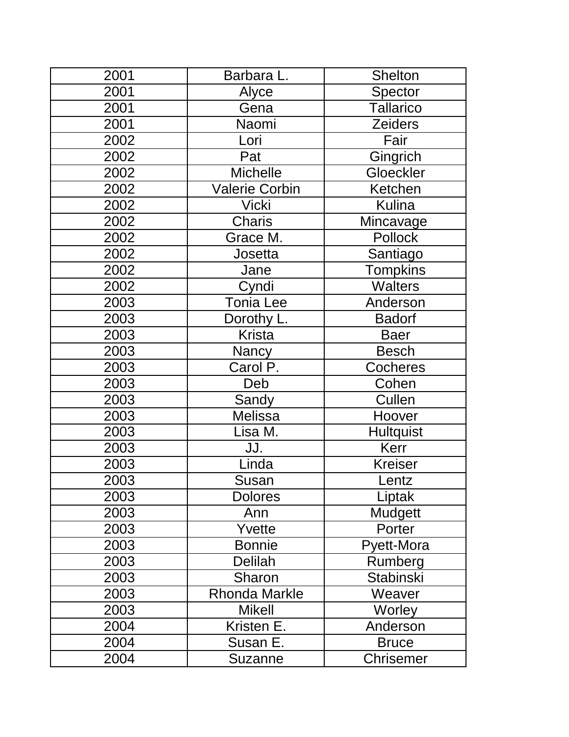| | | |
|---|---|---|
| 2001 | Barbara L. | Shelton |
| 2001 | Alyce | Spector |
| 2001 | Gena | Tallarico |
| 2001 | Naomi | Zeiders |
| 2002 | Lori | Fair |
| 2002 | Pat | Gingrich |
| 2002 | Michelle | Gloeckler |
| 2002 | Valerie Corbin | Ketchen |
| 2002 | Vicki | Kulina |
| 2002 | Charis | Mincavage |
| 2002 | Grace M. | Pollock |
| 2002 | Josetta | Santiago |
| 2002 | Jane | Tompkins |
| 2002 | Cyndi | Walters |
| 2003 | Tonia Lee | Anderson |
| 2003 | Dorothy L. | Badorf |
| 2003 | Krista | Baer |
| 2003 | Nancy | Besch |
| 2003 | Carol P. | Cocheres |
| 2003 | Deb | Cohen |
| 2003 | Sandy | Cullen |
| 2003 | Melissa | Hoover |
| 2003 | Lisa M. | Hultquist |
| 2003 | JJ. | Kerr |
| 2003 | Linda | Kreiser |
| 2003 | Susan | Lentz |
| 2003 | Dolores | Liptak |
| 2003 | Ann | Mudgett |
| 2003 | Yvette | Porter |
| 2003 | Bonnie | Pyett-Mora |
| 2003 | Delilah | Rumberg |
| 2003 | Sharon | Stabinski |
| 2003 | Rhonda Markle | Weaver |
| 2003 | Mikell | Worley |
| 2004 | Kristen E. | Anderson |
| 2004 | Susan E. | Bruce |
| 2004 | Suzanne | Chrisemer |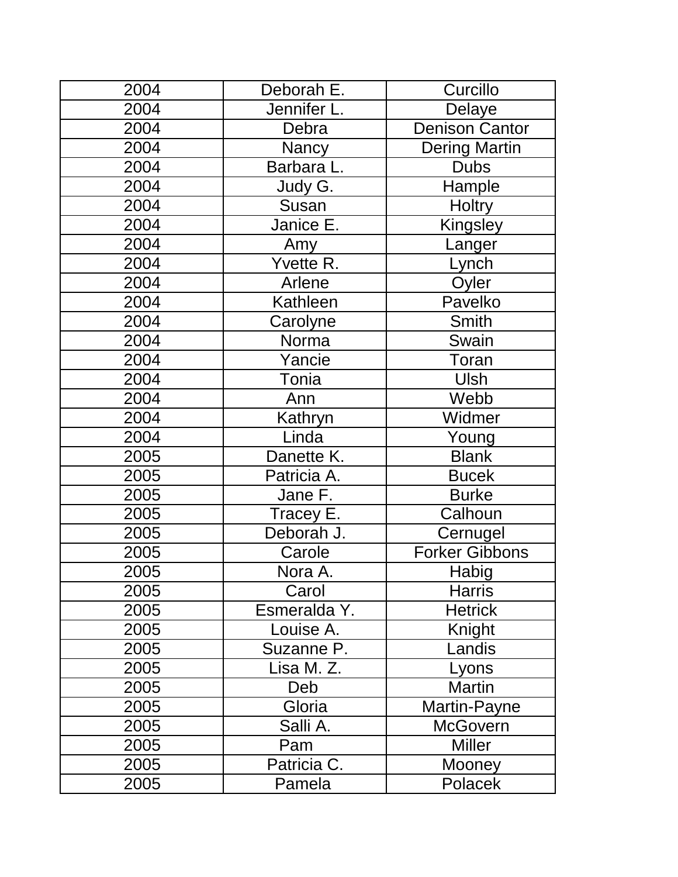| 2004 | Deborah E. | Curcillo |
|---|---|---|
| 2004 | Jennifer L. | Delaye |
| 2004 | Debra | Denison Cantor |
| 2004 | Nancy | Dering Martin |
| 2004 | Barbara L. | Dubs |
| 2004 | Judy G. | Hample |
| 2004 | Susan | Holtry |
| 2004 | Janice E. | Kingsley |
| 2004 | Amy | Langer |
| 2004 | Yvette R. | Lynch |
| 2004 | Arlene | Oyler |
| 2004 | Kathleen | Pavelko |
| 2004 | Carolyne | Smith |
| 2004 | Norma | Swain |
| 2004 | Yancie | Toran |
| 2004 | Tonia | Ulsh |
| 2004 | Ann | Webb |
| 2004 | Kathryn | Widmer |
| 2004 | Linda | Young |
| 2005 | Danette K. | Blank |
| 2005 | Patricia A. | Bucek |
| 2005 | Jane F. | Burke |
| 2005 | Tracey E. | Calhoun |
| 2005 | Deborah J. | Cernugel |
| 2005 | Carole | Forker Gibbons |
| 2005 | Nora A. | Habig |
| 2005 | Carol | Harris |
| 2005 | Esmeralda Y. | Hetrick |
| 2005 | Louise A. | Knight |
| 2005 | Suzanne P. | Landis |
| 2005 | Lisa M. Z. | Lyons |
| 2005 | Deb | Martin |
| 2005 | Gloria | Martin-Payne |
| 2005 | Salli A. | McGovern |
| 2005 | Pam | Miller |
| 2005 | Patricia C. | Mooney |
| 2005 | Pamela | Polacek |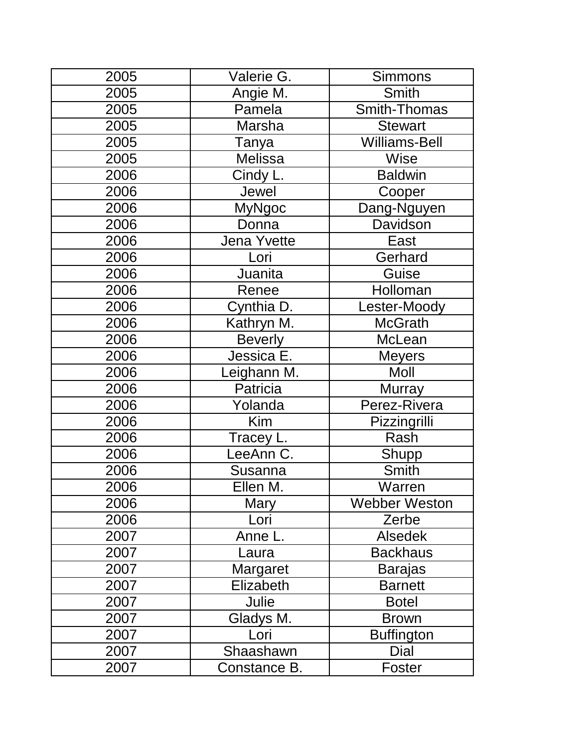| | | |
|---|---|---|
| 2005 | Valerie G. | Simmons |
| 2005 | Angie M. | Smith |
| 2005 | Pamela | Smith-Thomas |
| 2005 | Marsha | Stewart |
| 2005 | Tanya | Williams-Bell |
| 2005 | Melissa | Wise |
| 2006 | Cindy L. | Baldwin |
| 2006 | Jewel | Cooper |
| 2006 | MyNgoc | Dang-Nguyen |
| 2006 | Donna | Davidson |
| 2006 | Jena Yvette | East |
| 2006 | Lori | Gerhard |
| 2006 | Juanita | Guise |
| 2006 | Renee | Holloman |
| 2006 | Cynthia D. | Lester-Moody |
| 2006 | Kathryn M. | McGrath |
| 2006 | Beverly | McLean |
| 2006 | Jessica E. | Meyers |
| 2006 | Leighann M. | Moll |
| 2006 | Patricia | Murray |
| 2006 | Yolanda | Perez-Rivera |
| 2006 | Kim | Pizzingrilli |
| 2006 | Tracey L. | Rash |
| 2006 | LeeAnn C. | Shupp |
| 2006 | Susanna | Smith |
| 2006 | Ellen M. | Warren |
| 2006 | Mary | Webber Weston |
| 2006 | Lori | Zerbe |
| 2007 | Anne L. | Alsedek |
| 2007 | Laura | Backhaus |
| 2007 | Margaret | Barajas |
| 2007 | Elizabeth | Barnett |
| 2007 | Julie | Botel |
| 2007 | Gladys M. | Brown |
| 2007 | Lori | Buffington |
| 2007 | Shaashawn | Dial |
| 2007 | Constance B. | Foster |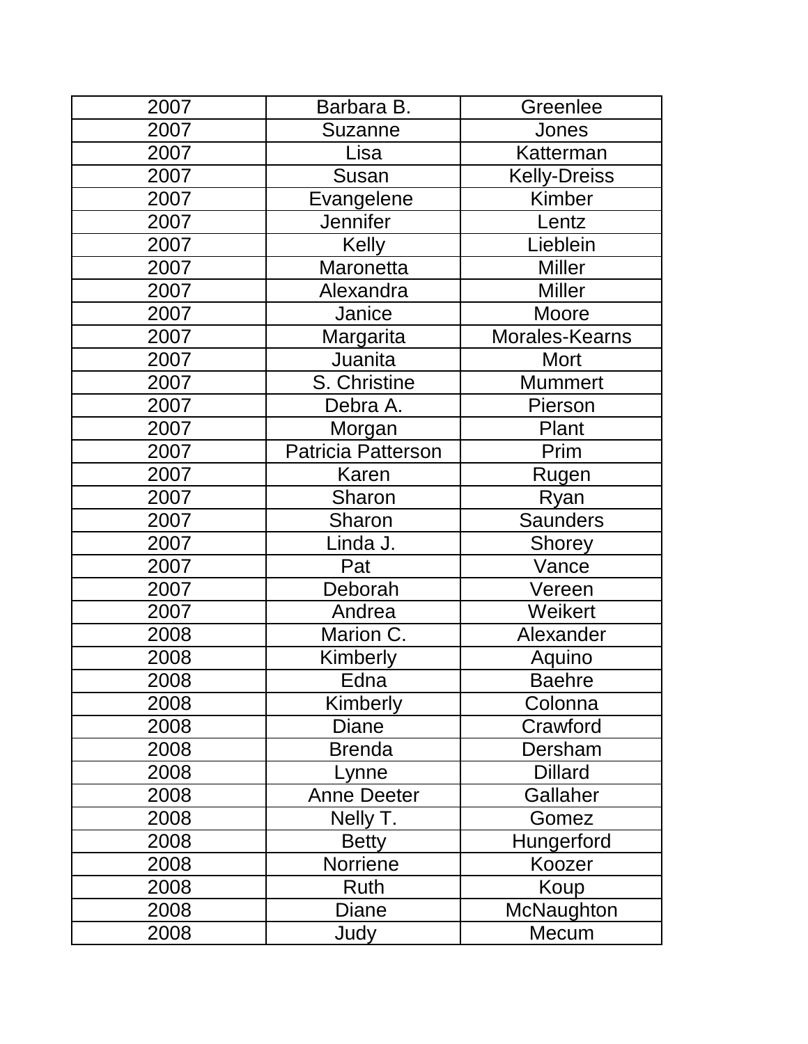| | | |
|---|---|---|
| 2007 | Barbara B. | Greenlee |
| 2007 | Suzanne | Jones |
| 2007 | Lisa | Katterman |
| 2007 | Susan | Kelly-Dreiss |
| 2007 | Evangelene | Kimber |
| 2007 | Jennifer | Lentz |
| 2007 | Kelly | Lieblein |
| 2007 | Maronetta | Miller |
| 2007 | Alexandra | Miller |
| 2007 | Janice | Moore |
| 2007 | Margarita | Morales-Kearns |
| 2007 | Juanita | Mort |
| 2007 | S. Christine | Mummert |
| 2007 | Debra A. | Pierson |
| 2007 | Morgan | Plant |
| 2007 | Patricia Patterson | Prim |
| 2007 | Karen | Rugen |
| 2007 | Sharon | Ryan |
| 2007 | Sharon | Saunders |
| 2007 | Linda J. | Shorey |
| 2007 | Pat | Vance |
| 2007 | Deborah | Vereen |
| 2007 | Andrea | Weikert |
| 2008 | Marion C. | Alexander |
| 2008 | Kimberly | Aquino |
| 2008 | Edna | Baehre |
| 2008 | Kimberly | Colonna |
| 2008 | Diane | Crawford |
| 2008 | Brenda | Dersham |
| 2008 | Lynne | Dillard |
| 2008 | Anne Deeter | Gallaher |
| 2008 | Nelly T. | Gomez |
| 2008 | Betty | Hungerford |
| 2008 | Norriene | Koozer |
| 2008 | Ruth | Koup |
| 2008 | Diane | McNaughton |
| 2008 | Judy | Mecum |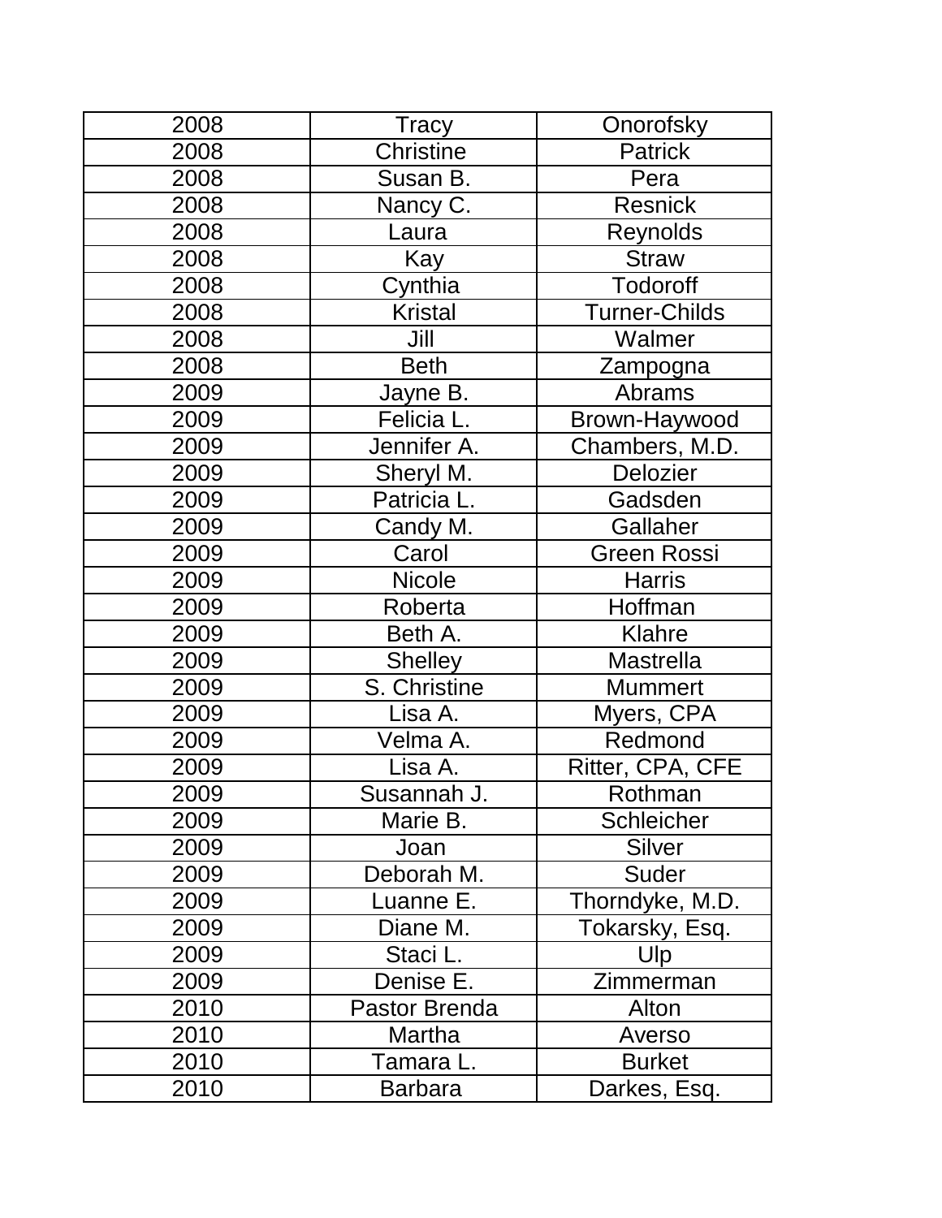| 2008 | Tracy | Onorofsky |
|---|---|---|
| 2008 | Christine | Patrick |
| 2008 | Susan B. | Pera |
| 2008 | Nancy C. | Resnick |
| 2008 | Laura | Reynolds |
| 2008 | Kay | Straw |
| 2008 | Cynthia | Todoroff |
| 2008 | Kristal | Turner-Childs |
| 2008 | Jill | Walmer |
| 2008 | Beth | Zampogna |
| 2009 | Jayne B. | Abrams |
| 2009 | Felicia L. | Brown-Haywood |
| 2009 | Jennifer A. | Chambers, M.D. |
| 2009 | Sheryl M. | Delozier |
| 2009 | Patricia L. | Gadsden |
| 2009 | Candy M. | Gallaher |
| 2009 | Carol | Green Rossi |
| 2009 | Nicole | Harris |
| 2009 | Roberta | Hoffman |
| 2009 | Beth A. | Klahre |
| 2009 | Shelley | Mastrella |
| 2009 | S. Christine | Mummert |
| 2009 | Lisa A. | Myers, CPA |
| 2009 | Velma A. | Redmond |
| 2009 | Lisa A. | Ritter, CPA, CFE |
| 2009 | Susannah J. | Rothman |
| 2009 | Marie B. | Schleicher |
| 2009 | Joan | Silver |
| 2009 | Deborah M. | Suder |
| 2009 | Luanne E. | Thorndyke, M.D. |
| 2009 | Diane M. | Tokarsky, Esq. |
| 2009 | Staci L. | Ulp |
| 2009 | Denise E. | Zimmerman |
| 2010 | Pastor Brenda | Alton |
| 2010 | Martha | Averso |
| 2010 | Tamara L. | Burket |
| 2010 | Barbara | Darkes, Esq. |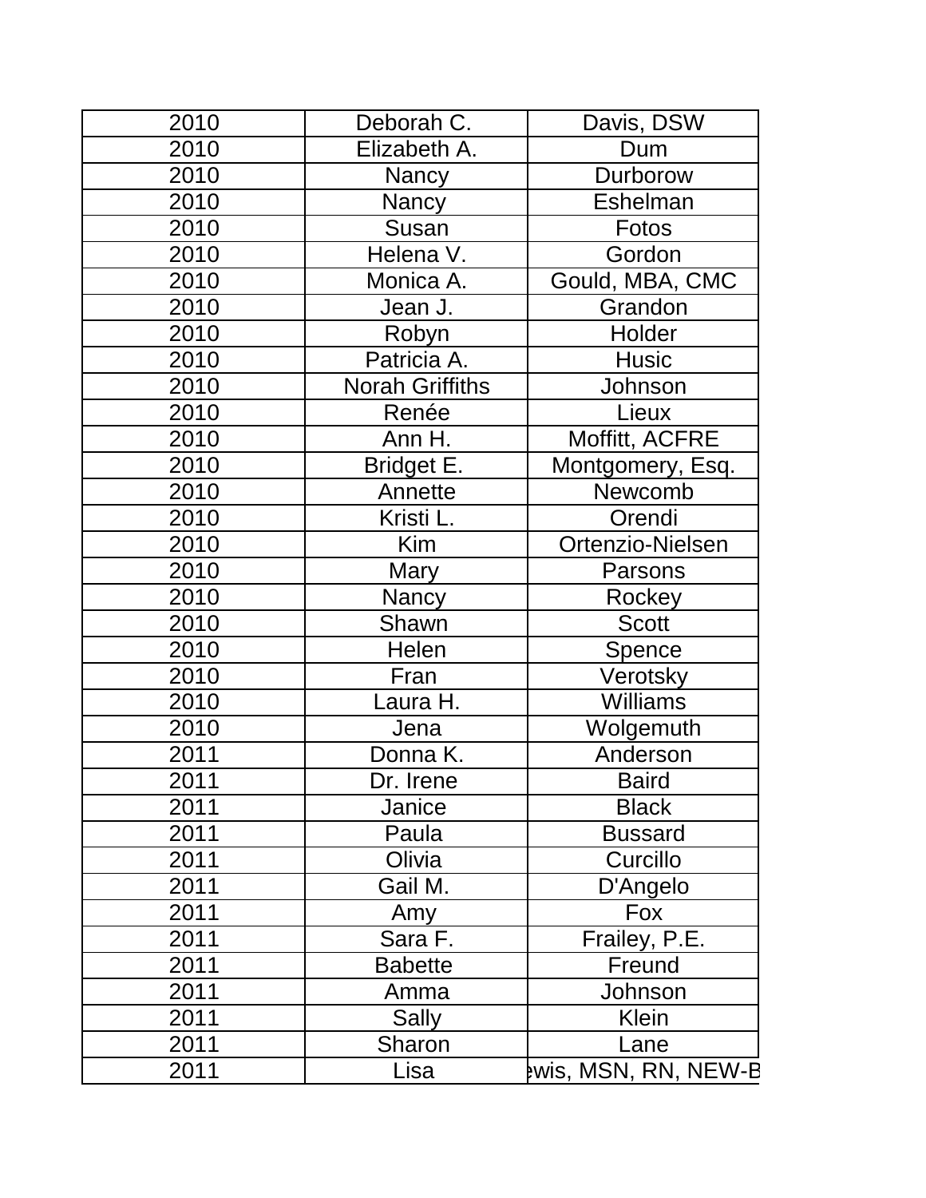| 2010 | Deborah C. | Davis, DSW |
|---|---|---|
| 2010 | Elizabeth A. | Dum |
| 2010 | Nancy | Durborow |
| 2010 | Nancy | Eshelman |
| 2010 | Susan | Fotos |
| 2010 | Helena V. | Gordon |
| 2010 | Monica A. | Gould, MBA, CMC |
| 2010 | Jean J. | Grandon |
| 2010 | Robyn | Holder |
| 2010 | Patricia A. | Husic |
| 2010 | Norah Griffiths | Johnson |
| 2010 | Renée | Lieux |
| 2010 | Ann H. | Moffitt, ACFRE |
| 2010 | Bridget E. | Montgomery, Esq. |
| 2010 | Annette | Newcomb |
| 2010 | Kristi L. | Orendi |
| 2010 | Kim | Ortenzio-Nielsen |
| 2010 | Mary | Parsons |
| 2010 | Nancy | Rockey |
| 2010 | Shawn | Scott |
| 2010 | Helen | Spence |
| 2010 | Fran | Verotsky |
| 2010 | Laura H. | Williams |
| 2010 | Jena | Wolgemuth |
| 2011 | Donna K. | Anderson |
| 2011 | Dr. Irene | Baird |
| 2011 | Janice | Black |
| 2011 | Paula | Bussard |
| 2011 | Olivia | Curcillo |
| 2011 | Gail M. | D'Angelo |
| 2011 | Amy | Fox |
| 2011 | Sara F. | Frailey, P.E. |
| 2011 | Babette | Freund |
| 2011 | Amma | Johnson |
| 2011 | Sally | Klein |
| 2011 | Sharon | Lane |
| 2011 | Lisa | ewis, MSN, RN, NEW-B |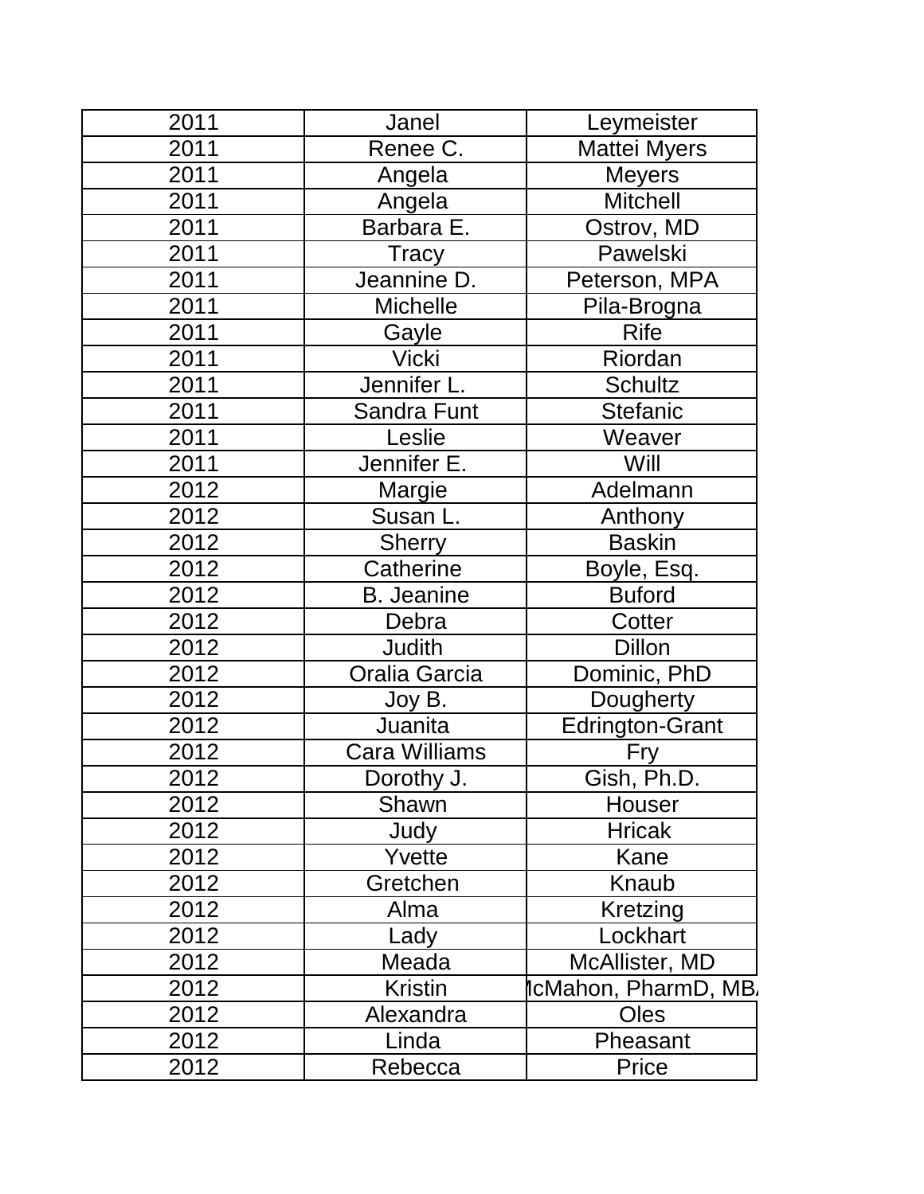| | | |
|---|---|---|
| 2011 | Janel | Leymeister |
| 2011 | Renee C. | Mattei Myers |
| 2011 | Angela | Meyers |
| 2011 | Angela | Mitchell |
| 2011 | Barbara E. | Ostrov, MD |
| 2011 | Tracy | Pawelski |
| 2011 | Jeannine D. | Peterson, MPA |
| 2011 | Michelle | Pila-Brogna |
| 2011 | Gayle | Rife |
| 2011 | Vicki | Riordan |
| 2011 | Jennifer L. | Schultz |
| 2011 | Sandra Funt | Stefanic |
| 2011 | Leslie | Weaver |
| 2011 | Jennifer E. | Will |
| 2012 | Margie | Adelmann |
| 2012 | Susan L. | Anthony |
| 2012 | Sherry | Baskin |
| 2012 | Catherine | Boyle, Esq. |
| 2012 | B. Jeanine | Buford |
| 2012 | Debra | Cotter |
| 2012 | Judith | Dillon |
| 2012 | Oralia Garcia | Dominic, PhD |
| 2012 | Joy B. | Dougherty |
| 2012 | Juanita | Edrington-Grant |
| 2012 | Cara Williams | Fry |
| 2012 | Dorothy J. | Gish, Ph.D. |
| 2012 | Shawn | Houser |
| 2012 | Judy | Hricak |
| 2012 | Yvette | Kane |
| 2012 | Gretchen | Knaub |
| 2012 | Alma | Kretzing |
| 2012 | Lady | Lockhart |
| 2012 | Meada | McAllister, MD |
| 2012 | Kristin | McMahon, PharmD, MBA |
| 2012 | Alexandra | Oles |
| 2012 | Linda | Pheasant |
| 2012 | Rebecca | Price |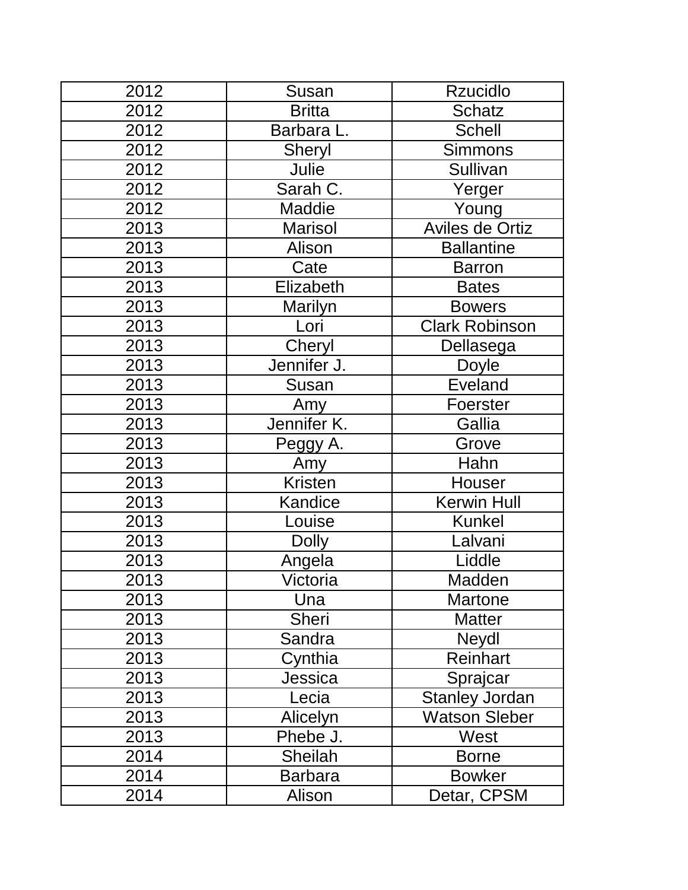| 2012 | Susan | Rzucidlo |
|---|---|---|
| 2012 | Britta | Schatz |
| 2012 | Barbara L. | Schell |
| 2012 | Sheryl | Simmons |
| 2012 | Julie | Sullivan |
| 2012 | Sarah C. | Yerger |
| 2012 | Maddie | Young |
| 2013 | Marisol | Aviles de Ortiz |
| 2013 | Alison | Ballantine |
| 2013 | Cate | Barron |
| 2013 | Elizabeth | Bates |
| 2013 | Marilyn | Bowers |
| 2013 | Lori | Clark Robinson |
| 2013 | Cheryl | Dellasega |
| 2013 | Jennifer J. | Doyle |
| 2013 | Susan | Eveland |
| 2013 | Amy | Foerster |
| 2013 | Jennifer K. | Gallia |
| 2013 | Peggy A. | Grove |
| 2013 | Amy | Hahn |
| 2013 | Kristen | Houser |
| 2013 | Kandice | Kerwin Hull |
| 2013 | Louise | Kunkel |
| 2013 | Dolly | Lalvani |
| 2013 | Angela | Liddle |
| 2013 | Victoria | Madden |
| 2013 | Una | Martone |
| 2013 | Sheri | Matter |
| 2013 | Sandra | Neydl |
| 2013 | Cynthia | Reinhart |
| 2013 | Jessica | Sprajcar |
| 2013 | Lecia | Stanley Jordan |
| 2013 | Alicelyn | Watson Sleber |
| 2013 | Phebe J. | West |
| 2014 | Sheilah | Borne |
| 2014 | Barbara | Bowker |
| 2014 | Alison | Detar, CPSM |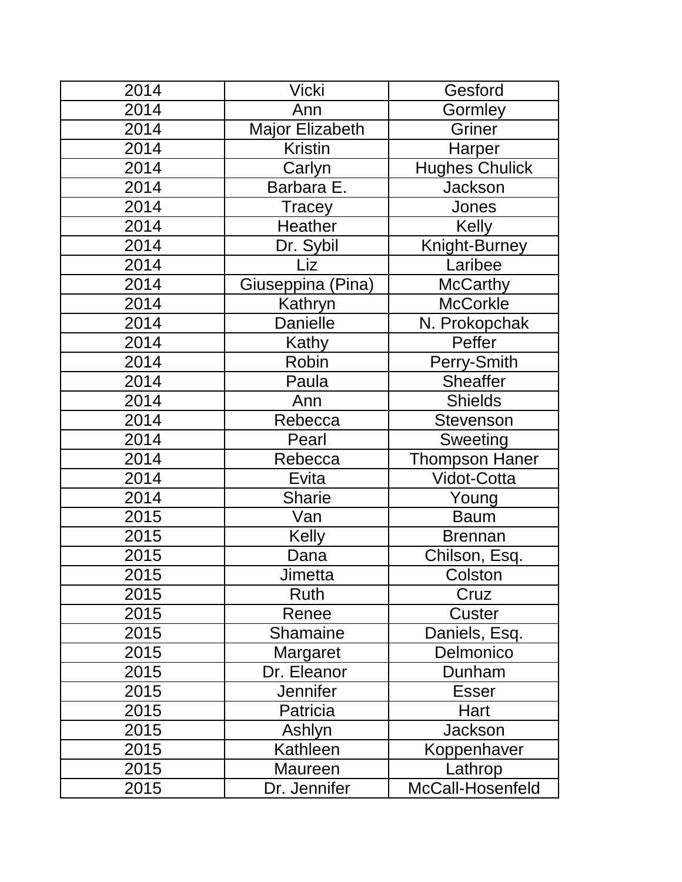| | | |
|---|---|---|
| 2014 | Vicki | Gesford |
| 2014 | Ann | Gormley |
| 2014 | Major Elizabeth | Griner |
| 2014 | Kristin | Harper |
| 2014 | Carlyn | Hughes Chulick |
| 2014 | Barbara E. | Jackson |
| 2014 | Tracey | Jones |
| 2014 | Heather | Kelly |
| 2014 | Dr. Sybil | Knight-Burney |
| 2014 | Liz | Laribee |
| 2014 | Giuseppina (Pina) | McCarthy |
| 2014 | Kathryn | McCorkle |
| 2014 | Danielle | N. Prokopchak |
| 2014 | Kathy | Peffer |
| 2014 | Robin | Perry-Smith |
| 2014 | Paula | Sheaffer |
| 2014 | Ann | Shields |
| 2014 | Rebecca | Stevenson |
| 2014 | Pearl | Sweeting |
| 2014 | Rebecca | Thompson Haner |
| 2014 | Evita | Vidot-Cotta |
| 2014 | Sharie | Young |
| 2015 | Van | Baum |
| 2015 | Kelly | Brennan |
| 2015 | Dana | Chilson, Esq. |
| 2015 | Jimetta | Colston |
| 2015 | Ruth | Cruz |
| 2015 | Renee | Custer |
| 2015 | Shamaine | Daniels, Esq. |
| 2015 | Margaret | Delmonico |
| 2015 | Dr. Eleanor | Dunham |
| 2015 | Jennifer | Esser |
| 2015 | Patricia | Hart |
| 2015 | Ashlyn | Jackson |
| 2015 | Kathleen | Koppenhaver |
| 2015 | Maureen | Lathrop |
| 2015 | Dr. Jennifer | McCall-Hosenfeld |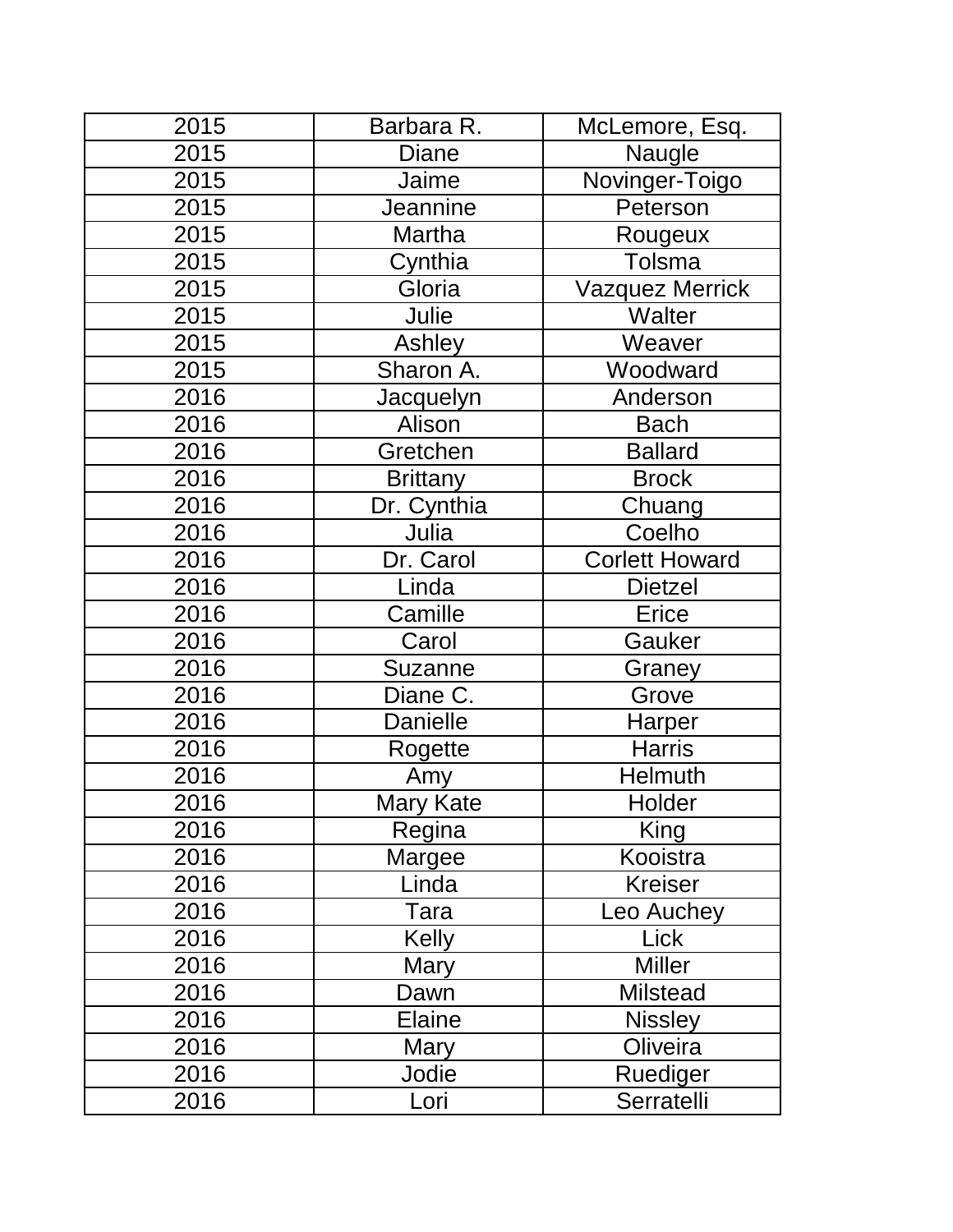| | | |
|---|---|---|
| 2015 | Barbara R. | McLemore, Esq. |
| 2015 | Diane | Naugle |
| 2015 | Jaime | Novinger-Toigo |
| 2015 | Jeannine | Peterson |
| 2015 | Martha | Rougeux |
| 2015 | Cynthia | Tolsma |
| 2015 | Gloria | Vazquez Merrick |
| 2015 | Julie | Walter |
| 2015 | Ashley | Weaver |
| 2015 | Sharon A. | Woodward |
| 2016 | Jacquelyn | Anderson |
| 2016 | Alison | Bach |
| 2016 | Gretchen | Ballard |
| 2016 | Brittany | Brock |
| 2016 | Dr. Cynthia | Chuang |
| 2016 | Julia | Coelho |
| 2016 | Dr. Carol | Corlett Howard |
| 2016 | Linda | Dietzel |
| 2016 | Camille | Erice |
| 2016 | Carol | Gauker |
| 2016 | Suzanne | Graney |
| 2016 | Diane C. | Grove |
| 2016 | Danielle | Harper |
| 2016 | Rogette | Harris |
| 2016 | Amy | Helmuth |
| 2016 | Mary Kate | Holder |
| 2016 | Regina | King |
| 2016 | Margee | Kooistra |
| 2016 | Linda | Kreiser |
| 2016 | Tara | Leo Auchey |
| 2016 | Kelly | Lick |
| 2016 | Mary | Miller |
| 2016 | Dawn | Milstead |
| 2016 | Elaine | Nissley |
| 2016 | Mary | Oliveira |
| 2016 | Jodie | Ruediger |
| 2016 | Lori | Serratelli |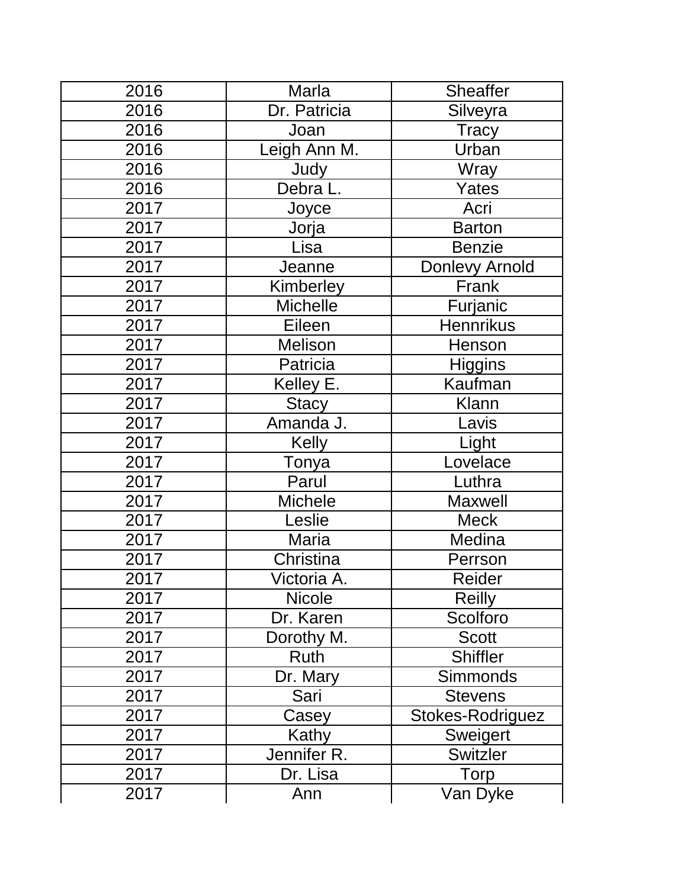| | | |
|---|---|---|
| 2016 | Marla | Sheaffer |
| 2016 | Dr. Patricia | Silveyra |
| 2016 | Joan | Tracy |
| 2016 | Leigh Ann M. | Urban |
| 2016 | Judy | Wray |
| 2016 | Debra L. | Yates |
| 2017 | Joyce | Acri |
| 2017 | Jorja | Barton |
| 2017 | Lisa | Benzie |
| 2017 | Jeanne | Donlevy Arnold |
| 2017 | Kimberley | Frank |
| 2017 | Michelle | Furjanic |
| 2017 | Eileen | Hennrikus |
| 2017 | Melison | Henson |
| 2017 | Patricia | Higgins |
| 2017 | Kelley E. | Kaufman |
| 2017 | Stacy | Klann |
| 2017 | Amanda J. | Lavis |
| 2017 | Kelly | Light |
| 2017 | Tonya | Lovelace |
| 2017 | Parul | Luthra |
| 2017 | Michele | Maxwell |
| 2017 | Leslie | Meck |
| 2017 | Maria | Medina |
| 2017 | Christina | Perrson |
| 2017 | Victoria A. | Reider |
| 2017 | Nicole | Reilly |
| 2017 | Dr. Karen | Scolforo |
| 2017 | Dorothy M. | Scott |
| 2017 | Ruth | Shiffler |
| 2017 | Dr. Mary | Simmonds |
| 2017 | Sari | Stevens |
| 2017 | Casey | Stokes-Rodriguez |
| 2017 | Kathy | Sweigert |
| 2017 | Jennifer R. | Switzler |
| 2017 | Dr. Lisa | Torp |
| 2017 | Ann | Van Dyke |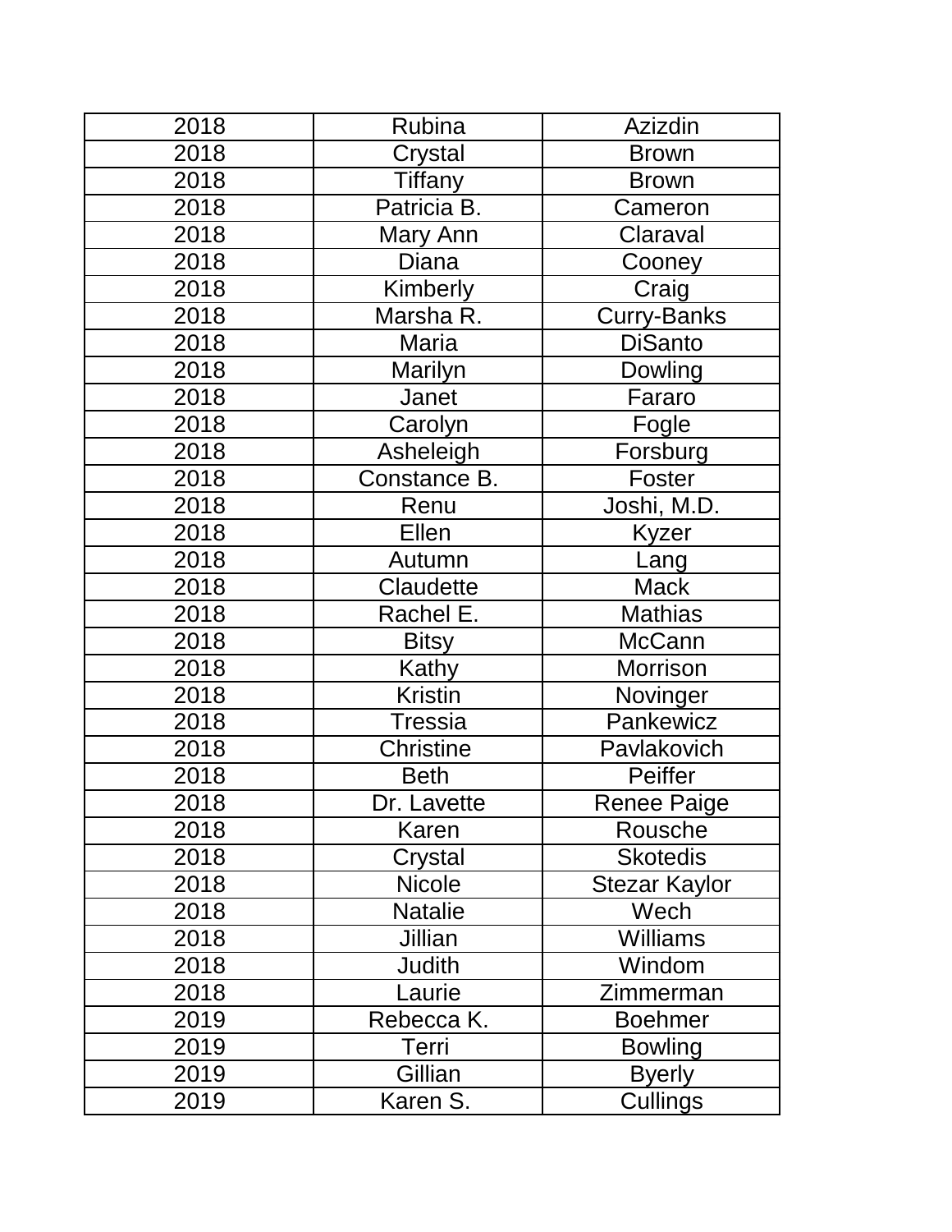| | | |
|---|---|---|
| 2018 | Rubina | Azizdin |
| 2018 | Crystal | Brown |
| 2018 | Tiffany | Brown |
| 2018 | Patricia B. | Cameron |
| 2018 | Mary Ann | Claraval |
| 2018 | Diana | Cooney |
| 2018 | Kimberly | Craig |
| 2018 | Marsha R. | Curry-Banks |
| 2018 | Maria | DiSanto |
| 2018 | Marilyn | Dowling |
| 2018 | Janet | Fararo |
| 2018 | Carolyn | Fogle |
| 2018 | Asheleigh | Forsburg |
| 2018 | Constance B. | Foster |
| 2018 | Renu | Joshi, M.D. |
| 2018 | Ellen | Kyzer |
| 2018 | Autumn | Lang |
| 2018 | Claudette | Mack |
| 2018 | Rachel E. | Mathias |
| 2018 | Bitsy | McCann |
| 2018 | Kathy | Morrison |
| 2018 | Kristin | Novinger |
| 2018 | Tressia | Pankewicz |
| 2018 | Christine | Pavlakovich |
| 2018 | Beth | Peiffer |
| 2018 | Dr. Lavette | Renee Paige |
| 2018 | Karen | Rousche |
| 2018 | Crystal | Skotedis |
| 2018 | Nicole | Stezar Kaylor |
| 2018 | Natalie | Wech |
| 2018 | Jillian | Williams |
| 2018 | Judith | Windom |
| 2018 | Laurie | Zimmerman |
| 2019 | Rebecca K. | Boehmer |
| 2019 | Terri | Bowling |
| 2019 | Gillian | Byerly |
| 2019 | Karen S. | Cullings |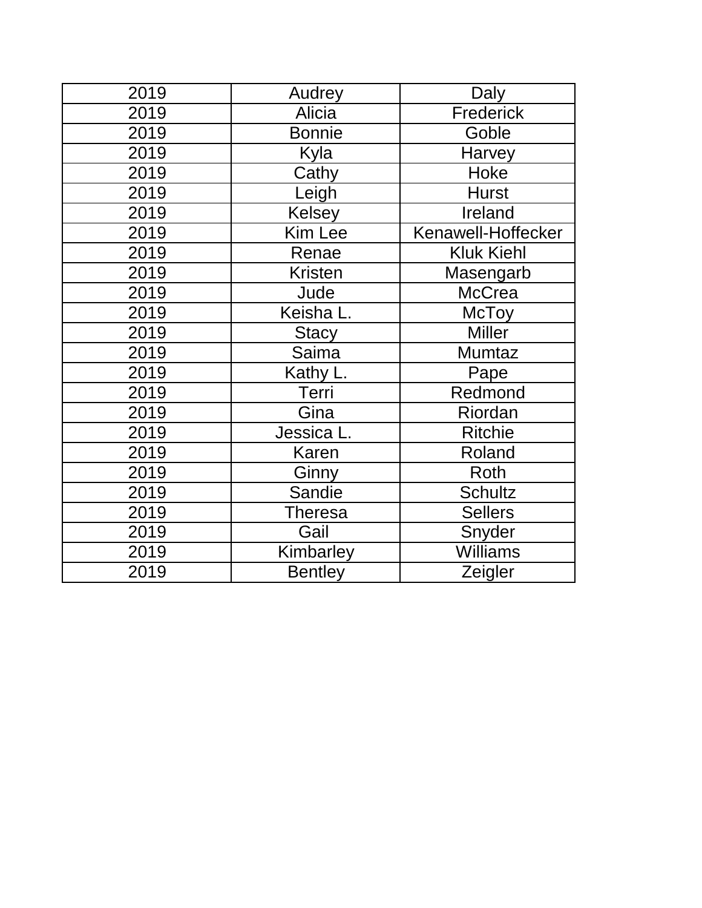| | | |
|---|---|---|
| 2019 | Audrey | Daly |
| 2019 | Alicia | Frederick |
| 2019 | Bonnie | Goble |
| 2019 | Kyla | Harvey |
| 2019 | Cathy | Hoke |
| 2019 | Leigh | Hurst |
| 2019 | Kelsey | Ireland |
| 2019 | Kim Lee | Kenawell-Hoffecker |
| 2019 | Renae | Kluk Kiehl |
| 2019 | Kristen | Masengarb |
| 2019 | Jude | McCrea |
| 2019 | Keisha L. | McToy |
| 2019 | Stacy | Miller |
| 2019 | Saima | Mumtaz |
| 2019 | Kathy L. | Pape |
| 2019 | Terri | Redmond |
| 2019 | Gina | Riordan |
| 2019 | Jessica L. | Ritchie |
| 2019 | Karen | Roland |
| 2019 | Ginny | Roth |
| 2019 | Sandie | Schultz |
| 2019 | Theresa | Sellers |
| 2019 | Gail | Snyder |
| 2019 | Kimbarley | Williams |
| 2019 | Bentley | Zeigler |